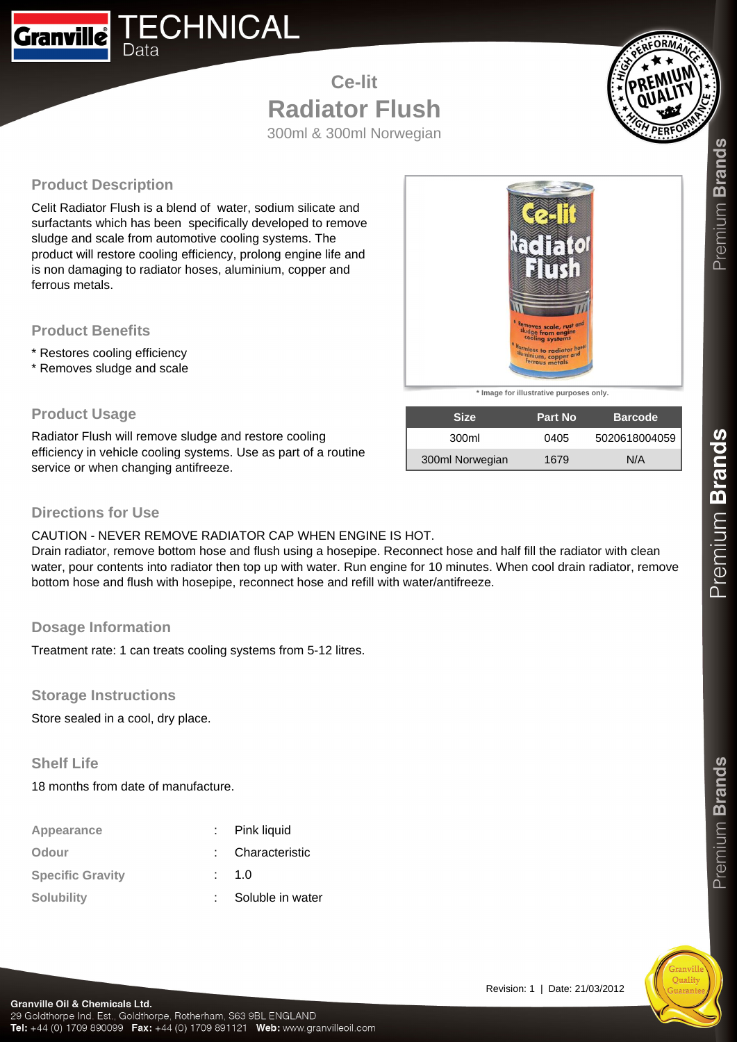# TECHNICAL Data

## Ce-lit
# Radiator Flush
300ml & 300ml Norwegian

### Product Description

Celit Radiator Flush is a blend of water, sodium silicate and surfactants which has been specifically developed to remove sludge and scale from automotive cooling systems. The product will restore cooling efficiency, prolong engine life and is non damaging to radiator hoses, aluminium, copper and ferrous metals.

### Product Benefits

* Restores cooling efficiency
* Removes sludge and scale

### Product Usage

Radiator Flush will remove sludge and restore cooling efficiency in vehicle cooling systems. Use as part of a routine service or when changing antifreeze.

* Image for illustrative purposes only.

| Size | Part No | Barcode |
|---|---|---|
| 300ml | 0405 | 5020618004059 |
| 300ml Norwegian | 1679 | N/A |

### Directions for Use

CAUTION - NEVER REMOVE RADIATOR CAP WHEN ENGINE IS HOT.
Drain radiator, remove bottom hose and flush using a hosepipe. Reconnect hose and half fill the radiator with clean water, pour contents into radiator then top up with water. Run engine for 10 minutes. When cool drain radiator, remove bottom hose and flush with hosepipe, reconnect hose and refill with water/antifreeze.

### Dosage Information

Treatment rate: 1 can treats cooling systems from 5-12 litres.

### Storage Instructions

Store sealed in a cool, dry place.

### Shelf Life

18 months from date of manufacture.

| | | |
|---|---|---|
| **Appearance** | : | Pink liquid |
| **Odour** | : | Characteristic |
| **Specific Gravity** | : | 1.0 |
| **Solubility** | : | Soluble in water |

Revision: 1 | Date: 21/03/2012

**Granville Oil & Chemicals Ltd.**
29 Goldthorpe Ind. Est., Goldthorpe, Rotherham, S63 9BL ENGLAND
**Tel:** +44 (0) 1709 890099 **Fax:** +44 (0) 1709 891121 **Web:** www.granvilleoil.com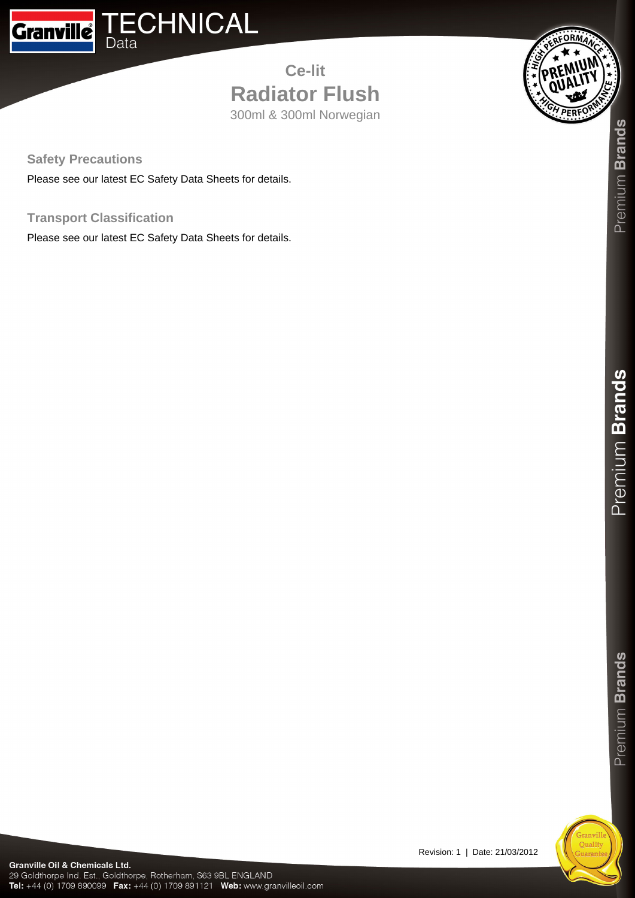Ce-lit

# Radiator Flush

300ml & 300ml Norwegian

## Safety Precautions

Please see our latest EC Safety Data Sheets for details.

## Transport Classification

Please see our latest EC Safety Data Sheets for details.

Revision: 1 | Date: 21/03/2012

**Granville Oil & Chemicals Ltd.**
29 Goldthorpe Ind. Est., Goldthorpe, Rotherham, S63 9BL ENGLAND
**Tel:** +44 (0) 1709 890099 **Fax:** +44 (0) 1709 891121 **Web:** www.granvilleoil.com